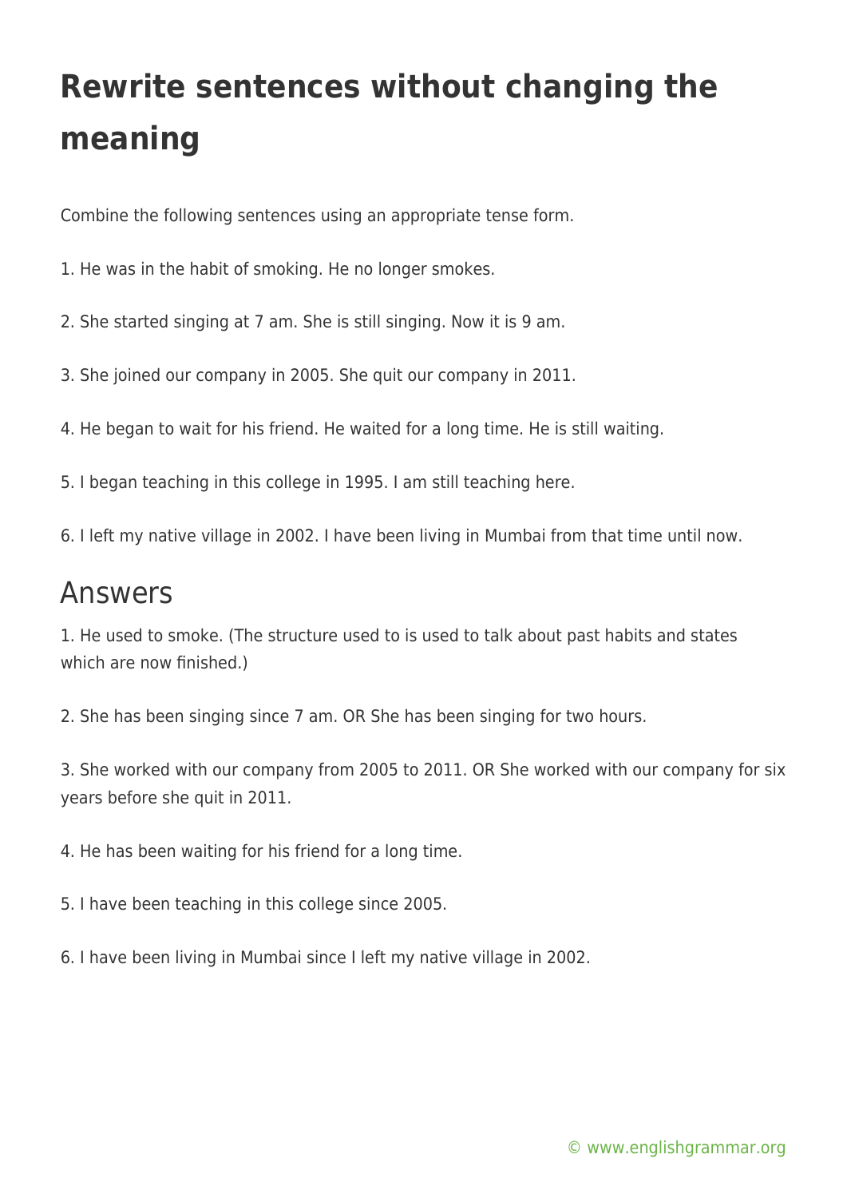# Rewrite sentences without changing the meaning

Combine the following sentences using an appropriate tense form.

1. He was in the habit of smoking. He no longer smokes.

2. She started singing at 7 am. She is still singing. Now it is 9 am.

3. She joined our company in 2005. She quit our company in 2011.

4. He began to wait for his friend. He waited for a long time. He is still waiting.

5. I began teaching in this college in 1995. I am still teaching here.

6. I left my native village in 2002. I have been living in Mumbai from that time until now.

## Answers

1. He used to smoke. (The structure used to is used to talk about past habits and states which are now finished.)

2. She has been singing since 7 am. OR She has been singing for two hours.

3. She worked with our company from 2005 to 2011. OR She worked with our company for six years before she quit in 2011.

4. He has been waiting for his friend for a long time.

5. I have been teaching in this college since 2005.

6. I have been living in Mumbai since I left my native village in 2002.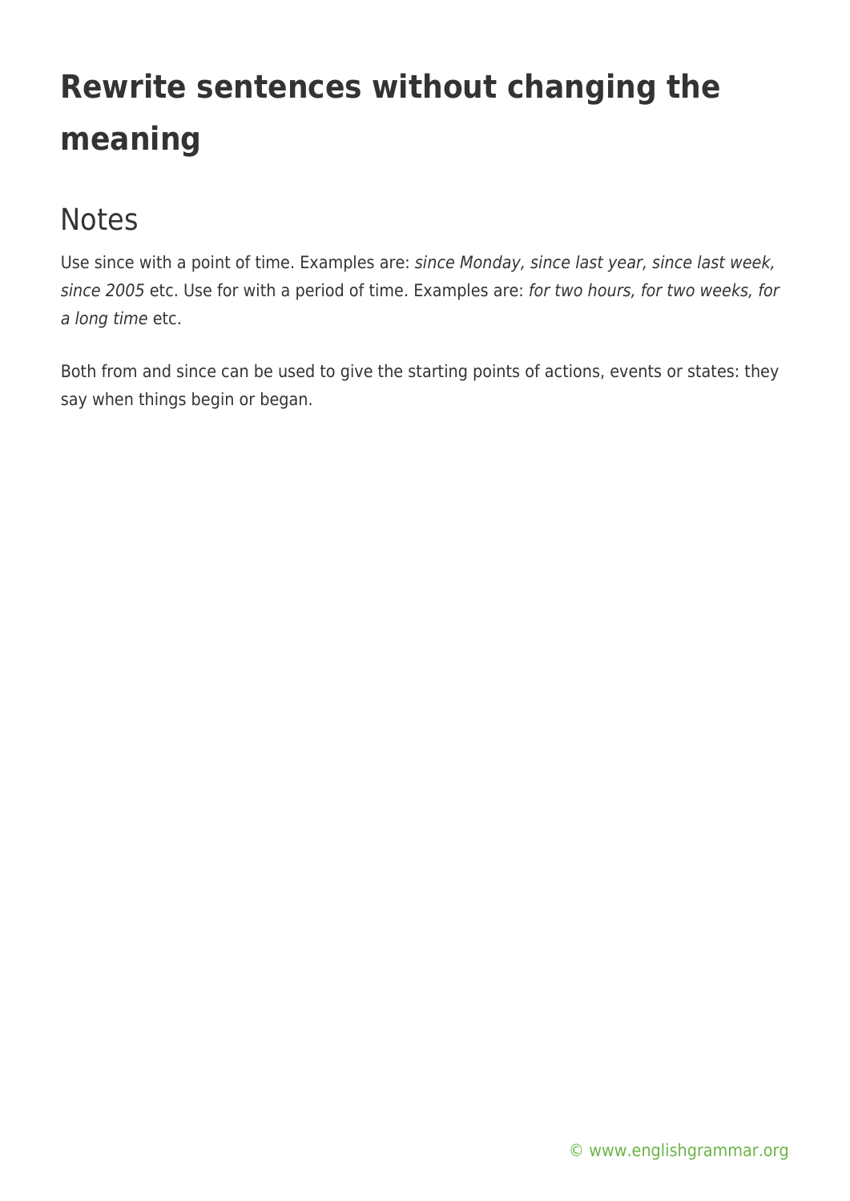# Rewrite sentences without changing the meaning

## Notes

Use since with a point of time. Examples are: *since Monday, since last year, since last week, since 2005* etc. Use for with a period of time. Examples are: *for two hours, for two weeks, for a long time* etc.

Both from and since can be used to give the starting points of actions, events or states: they say when things begin or began.